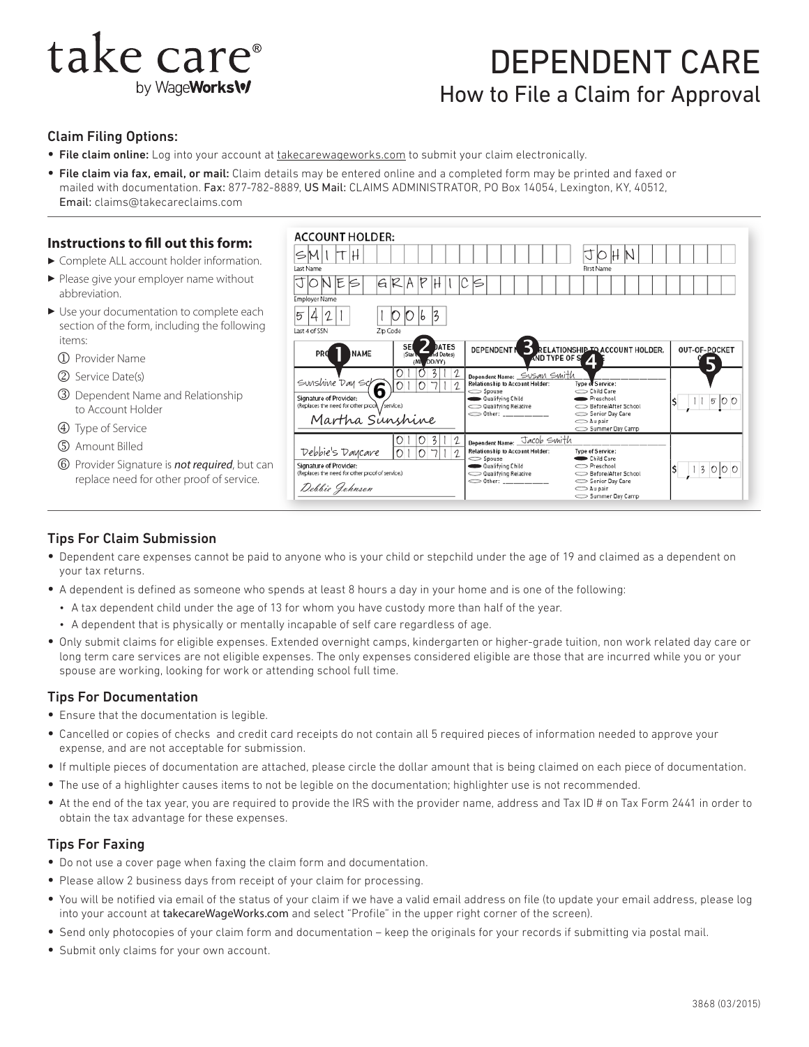# take care®

by WageWorks

# DEPENDENT CARE

## How to File a Claim for Approval

### Claim Filing Options:

- **File claim online:** Log into your account at takecarewageworks.com to submit your claim electronically.
- **File claim via fax, email, or mail:** Claim details may be entered online and a completed form may be printed and faxed or mailed with documentation. **Fax:** 877-782-8889, **US Mail:** CLAIMS ADMINISTRATOR, PO Box 14054, Lexington, KY, 40512, **Email:** claims@takecareclaims.com

### Instructions to fill out this form:

- Complete ALL account holder information.
- Please give your employer name without abbreviation.
- Use your documentation to complete each section of the form, including the following items:
  1. Provider Name
  2. Service Date(s)
  3. Dependent Name and Relationship to Account Holder
  4. Type of Service
  5. Amount Billed
  6. Provider Signature is ***not required***, but can replace need for other proof of service.

**ACCOUNT HOLDER:**

| Last Name | First Name |
|---|---|
| SMITH | JOHN |

| Employer Name |
|---|
| JONES GRAPHICS |

| Last 4 of SSN | Zip Code |
|---|---|
| 5421 | 10063 |

| PROVIDER NAME ① | SERVICE DATES ② (Start and End Dates) (MM/DD/YY) | DEPENDENT NAME ③, RELATIONSHIP TO ACCOUNT HOLDER, AND TYPE OF SERVICE ④ | OUT-OF-POCKET COST ⑤ |
|---|---|---|---|
| Sunshine Day School; Signature of Provider ⑥: (Replaces the need for other proof of service.) Martha Sunshine | 01/03/12 – 01/07/12 | Dependent Name: Susan Smith; Relationship to Account Holder: ● Qualifying Child (○ Spouse, ○ Qualifying Relative, ○ Other); Type of Service: ● Preschool (○ Child Care, ○ Before/After School, ○ Senior Day Care, ○ Au pair, ○ Summer Day Camp) | $115.00 |
| Debbie's Daycare; Signature of Provider: (Replaces the need for other proof of service.) Debbie Johnson | 01/03/12 – 01/07/12 | Dependent Name: Jacob Smith; Relationship to Account Holder: ● Qualifying Child (○ Spouse, ○ Qualifying Relative, ○ Other); Type of Service: ● Child Care (○ Preschool, ○ Before/After School, ○ Senior Day Care, ○ Au pair, ○ Summer Day Camp) | $130.00 |

### Tips For Claim Submission

- Dependent care expenses cannot be paid to anyone who is your child or stepchild under the age of 19 and claimed as a dependent on your tax returns.
- A dependent is defined as someone who spends at least 8 hours a day in your home and is one of the following:
  - A tax dependent child under the age of 13 for whom you have custody more than half of the year.
  - A dependent that is physically or mentally incapable of self care regardless of age.
- Only submit claims for eligible expenses. Extended overnight camps, kindergarten or higher-grade tuition, non work related day care or long term care services are not eligible expenses. The only expenses considered eligible are those that are incurred while you or your spouse are working, looking for work or attending school full time.

### Tips For Documentation

- Ensure that the documentation is legible.
- Cancelled or copies of checks and credit card receipts do not contain all 5 required pieces of information needed to approve your expense, and are not acceptable for submission.
- If multiple pieces of documentation are attached, please circle the dollar amount that is being claimed on each piece of documentation.
- The use of a highlighter causes items to not be legible on the documentation; highlighter use is not recommended.
- At the end of the tax year, you are required to provide the IRS with the provider name, address and Tax ID # on Tax Form 2441 in order to obtain the tax advantage for these expenses.

### Tips For Faxing

- Do not use a cover page when faxing the claim form and documentation.
- Please allow 2 business days from receipt of your claim for processing.
- You will be notified via email of the status of your claim if we have a valid email address on file (to update your email address, please log into your account at takecareWageWorks.com and select "Profile" in the upper right corner of the screen).
- Send only photocopies of your claim form and documentation – keep the originals for your records if submitting via postal mail.
- Submit only claims for your own account.

3868 (03/2015)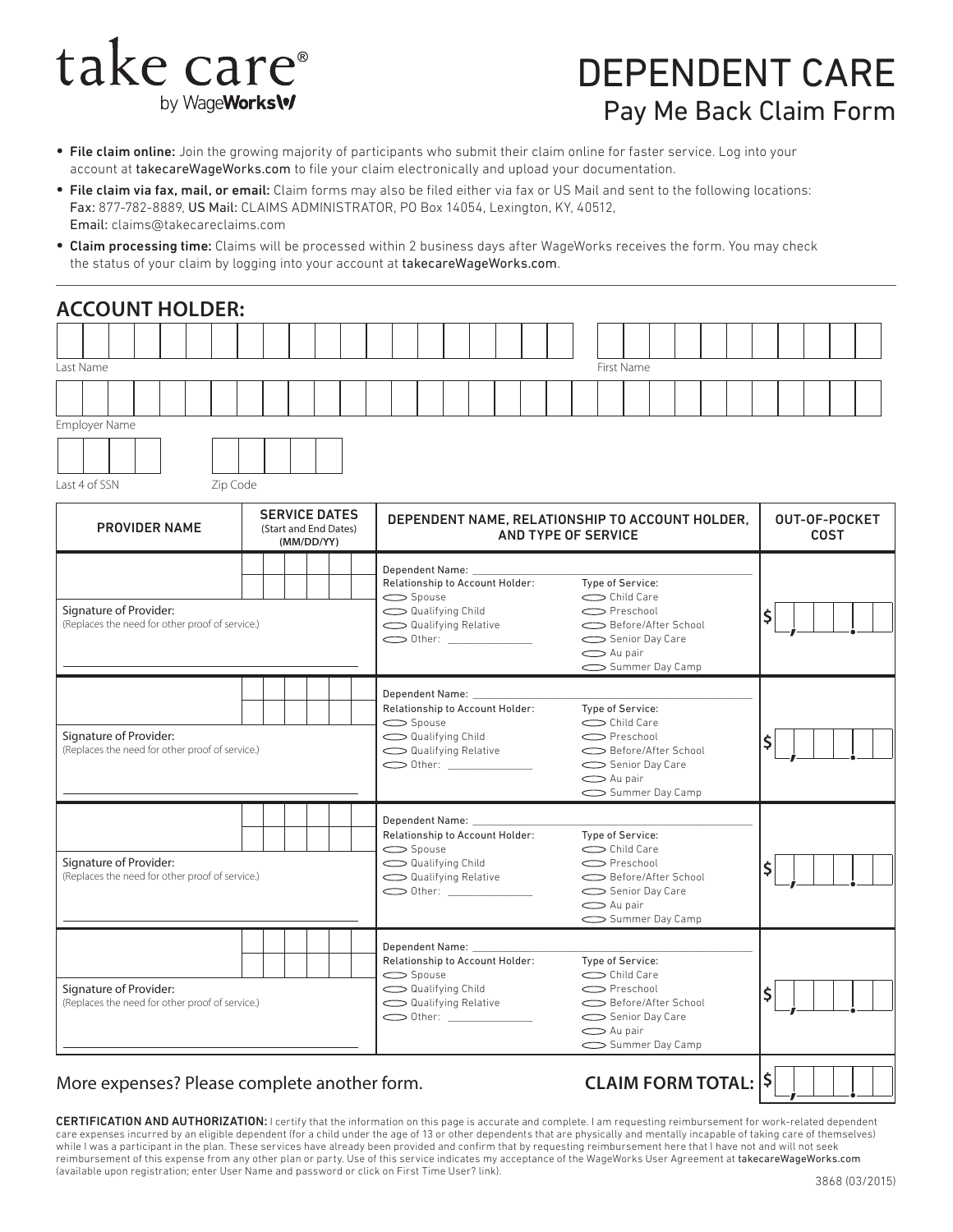# take care®

by WageWorks

# DEPENDENT CARE

## Pay Me Back Claim Form

- **File claim online:** Join the growing majority of participants who submit their claim online for faster service. Log into your account at takecareWageWorks.com to file your claim electronically and upload your documentation.
- **File claim via fax, mail, or email:** Claim forms may also be filed either via fax or US Mail and sent to the following locations: Fax: 877-782-8889, US Mail: CLAIMS ADMINISTRATOR, PO Box 14054, Lexington, KY, 40512, Email: claims@takecareclaims.com
- **Claim processing time:** Claims will be processed within 2 business days after WageWorks receives the form. You may check the status of your claim by logging into your account at takecareWageWorks.com.

## ACCOUNT HOLDER:

Last Name

First Name

Employer Name

Last 4 of SSN

Zip Code

| PROVIDER NAME | SERVICE DATES (Start and End Dates) (MM/DD/YY) | DEPENDENT NAME, RELATIONSHIP TO ACCOUNT HOLDER, AND TYPE OF SERVICE | OUT-OF-POCKET COST |
|---|---|---|---|
| Signature of Provider: (Replaces the need for other proof of service.) | | Dependent Name: ___ Relationship to Account Holder: ○ Spouse ○ Qualifying Child ○ Qualifying Relative ○ Other: ___ Type of Service: ○ Child Care ○ Preschool ○ Before/After School ○ Senior Day Care ○ Au pair ○ Summer Day Camp | $ , . |
| Signature of Provider: (Replaces the need for other proof of service.) | | Dependent Name: ___ Relationship to Account Holder: ○ Spouse ○ Qualifying Child ○ Qualifying Relative ○ Other: ___ Type of Service: ○ Child Care ○ Preschool ○ Before/After School ○ Senior Day Care ○ Au pair ○ Summer Day Camp | $ , . |
| Signature of Provider: (Replaces the need for other proof of service.) | | Dependent Name: ___ Relationship to Account Holder: ○ Spouse ○ Qualifying Child ○ Qualifying Relative ○ Other: ___ Type of Service: ○ Child Care ○ Preschool ○ Before/After School ○ Senior Day Care ○ Au pair ○ Summer Day Camp | $ , . |
| Signature of Provider: (Replaces the need for other proof of service.) | | Dependent Name: ___ Relationship to Account Holder: ○ Spouse ○ Qualifying Child ○ Qualifying Relative ○ Other: ___ Type of Service: ○ Child Care ○ Preschool ○ Before/After School ○ Senior Day Care ○ Au pair ○ Summer Day Camp | $ , . |

More expenses? Please complete another form.

**CLAIM FORM TOTAL:** $ , .

**CERTIFICATION AND AUTHORIZATION:** I certify that the information on this page is accurate and complete. I am requesting reimbursement for work-related dependent care expenses incurred by an eligible dependent (for a child under the age of 13 or other dependents that are physically and mentally incapable of taking care of themselves) while I was a participant in the plan. These services have already been provided and confirm that by requesting reimbursement here that I have not and will not seek reimbursement of this expense from any other plan or party. Use of this service indicates my acceptance of the WageWorks User Agreement at takecareWageWorks.com (available upon registration; enter User Name and password or click on First Time User? link).

3868 (03/2015)